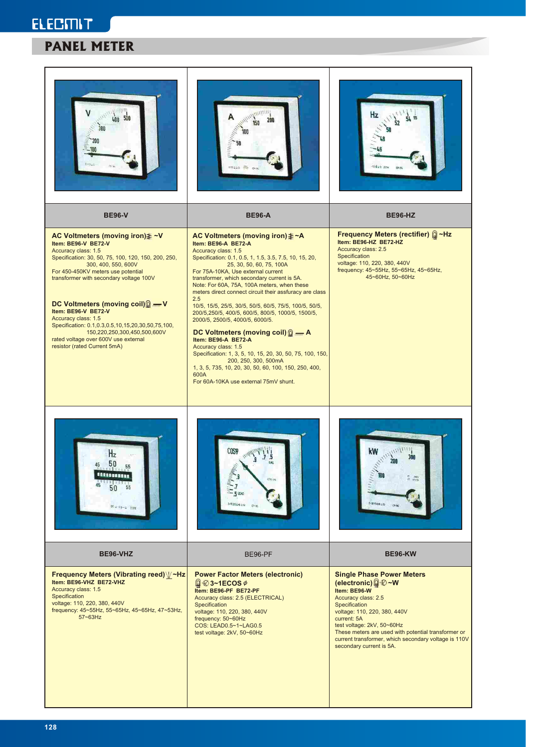# PANEL METER

## BE96-V

**AC Voltmeters (moving iron) ~V**

**Item: BE96-V BE72-V**
Accuracy class: 1.5
Specification: 30, 50, 75, 100, 120, 150, 200, 250, 300, 400, 550, 600V
For 450-450KV meters use potential transformer with secondary voltage 100V

**DC Voltmeters (moving coil) V**

**Item: BE96-V BE72-V**
Accuracy class: 1.5
Specification: 0.1,0.3,0.5,10,15,20,30,50,75,100, 150,220,250,300,450,500,600V
rated voltage over 600V use external resistor (rated Current 5mA)

## BE96-A

**AC Voltmeters (moving iron) ~A**

**Item: BE96-A BE72-A**
Accuracy class: 1.5
Specification: 0.1, 0.5, 1, 1.5, 3.5, 7.5, 10, 15, 20, 25, 30, 50, 60, 75, 100A
For 75A-10KA, Use external current transformer, which secondary current is 5A.
Note: For 60A, 75A, 100A meters, when these meters direct connect circuit their assfuracy are class 2.5
10/5, 15/5, 25/5, 30/5, 50/5, 60/5, 75/5, 100/5, 50/5, 200/5,250/5, 400/5, 600/5, 800/5, 1000/5, 1500/5, 2000/5, 2500/5, 4000/5, 6000/5.

**DC Voltmeters (moving coil) A**

**Item: BE96-A BE72-A**
Accuracy class: 1.5
Specification: 1, 3, 5, 10, 15, 20, 30, 50, 75, 100, 150, 200, 250, 300, 500mA
1, 3, 5, 735, 10, 20, 30, 50, 60, 100, 150, 250, 400, 600A
For 60A-10KA use external 75mV shunt.

## BE96-HZ

**Frequency Meters (rectifier) ~Hz**

**Item: BE96-HZ BE72-HZ**
Accuracy class: 2.5
Specification
voltage: 110, 220, 380, 440V
frequency: 45~55Hz, 55~65Hz, 45~65Hz, 45~60Hz, 50~60Hz

## BE96-VHZ

**Frequency Meters (Vibrating reed) ~Hz**

**Item: BE96-VHZ BE72-VHZ**
Accuracy class: 1.5
Specification
voltage: 110, 220, 380, 440V
frequency: 45~55Hz, 55~65Hz, 45~65Hz, 47~53Hz, 57~63Hz

## BE96-PF

**Power Factor Meters (electronic) 3~1ECOS φ**

**Item: BE96-PF BE72-PF**
Accuracy class: 2.5 (ELECTRICAL)
Specification
voltage: 110, 220, 380, 440V
frequency: 50~60Hz
COS: LEAD0.5~1~LAG0.5
test voltage: 2kV, 50~60Hz

## BE96-KW

**Single Phase Power Meters (electronic) ~W**

**Item: BE96-W**
Accuracy class: 2.5
Specification
voltage: 110, 220, 380, 440V
current: 5A
test voltage: 2kV, 50~60Hz
These meters are used with potential transformer or current transformer, which secondary voltage is 110V secondary current is 5A.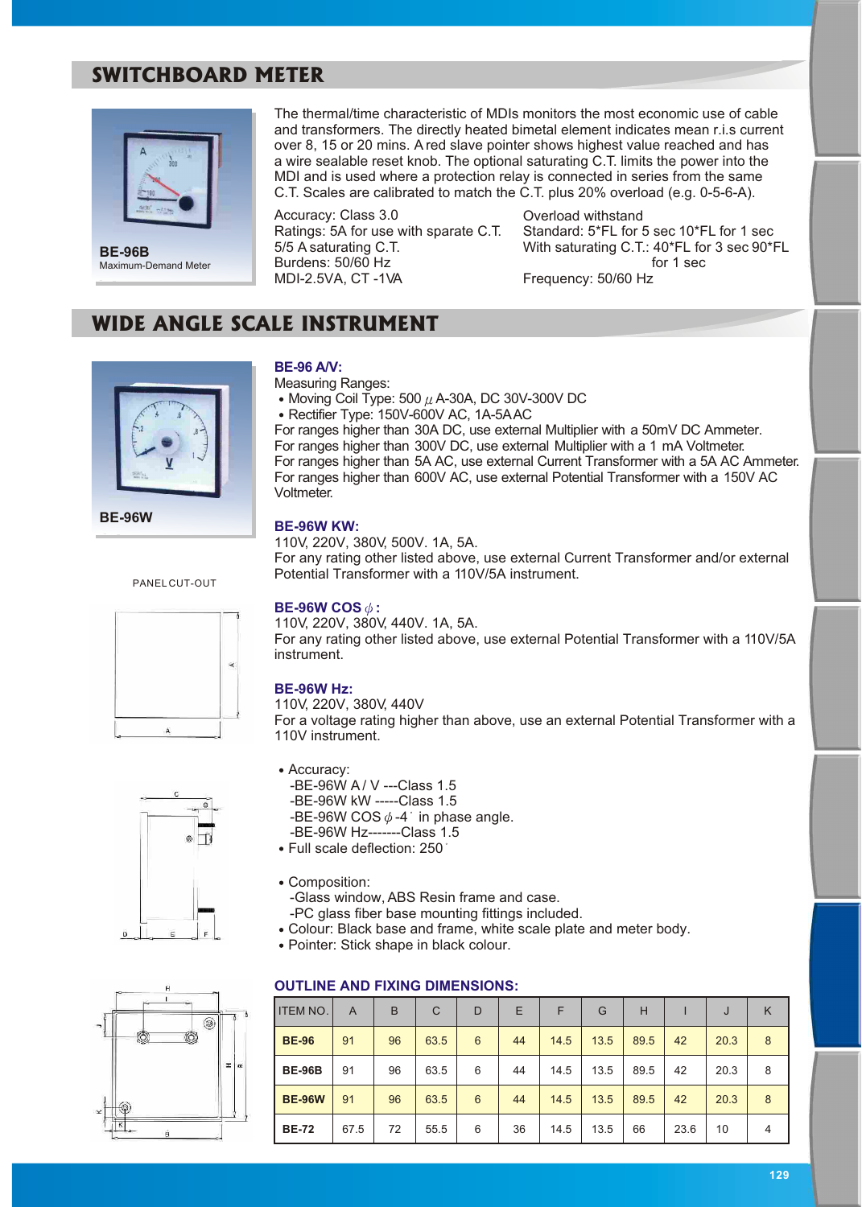## SWITCHBOARD METER

**BE-96B**
Maximum-Demand Meter

The thermal/time characteristic of MDIs monitors the most economic use of cable and transformers. The directly heated bimetal element indicates mean r.i.s current over 8, 15 or 20 mins. A red slave pointer shows highest value reached and has a wire sealable reset knob. The optional saturating C.T. limits the power into the MDI and is used where a protection relay is connected in series from the same C.T. Scales are calibrated to match the C.T. plus 20% overload (e.g. 0-5-6-A).

Accuracy: Class 3.0
Ratings: 5A for use with sparate C.T.
5/5 A saturating C.T.
Burdens: 50/60 Hz
MDI-2.5VA, CT -1VA

Overload withstand
Standard: 5*FL for 5 sec 10*FL for 1 sec
With saturating C.T.: 40*FL for 3 sec 90*FL for 1 sec
Frequency: 50/60 Hz

## WIDE ANGLE SCALE INSTRUMENT

**BE-96W**

**BE-96 A/V:**
Measuring Ranges:
- Moving Coil Type: 500 $\mu$A-30A, DC 30V-300V DC
- Rectifier Type: 150V-600V AC, 1A-5A AC

For ranges higher than 30A DC, use external Multiplier with a 50mV DC Ammeter.
For ranges higher than 300V DC, use external Multiplier with a 1 mA Voltmeter.
For ranges higher than 5A AC, use external Current Transformer with a 5A AC Ammeter.
For ranges higher than 600V AC, use external Potential Transformer with a 150V AC Voltmeter.

**BE-96W KW:**
110V, 220V, 380V, 500V. 1A, 5A.
For any rating other listed above, use external Current Transformer and/or external Potential Transformer with a 110V/5A instrument.

**BE-96W COS $\phi$:**
110V, 220V, 380V, 440V. 1A, 5A.
For any rating other listed above, use external Potential Transformer with a 110V/5A instrument.

**BE-96W Hz:**
110V, 220V, 380V, 440V
For a voltage rating higher than above, use an external Potential Transformer with a 110V instrument.

PANEL CUT-OUT

- Accuracy:
  - -BE-96W A / V ---Class 1.5
  - -BE-96W kW -----Class 1.5
  - -BE-96W COS $\phi$ -4° in phase angle.
  - -BE-96W Hz-------Class 1.5
- Full scale deflection: 250°

- Composition:
  - -Glass window, ABS Resin frame and case.
  - -PC glass fiber base mounting fittings included.
- Colour: Black base and frame, white scale plate and meter body.
- Pointer: Stick shape in black colour.

**OUTLINE AND FIXING DIMENSIONS:**

| ITEM NO. | A | B | C | D | E | F | G | H | I | J | K |
|---|---|---|---|---|---|---|---|---|---|---|---|
| **BE-96** | 91 | 96 | 63.5 | 6 | 44 | 14.5 | 13.5 | 89.5 | 42 | 20.3 | 8 |
| **BE-96B** | 91 | 96 | 63.5 | 6 | 44 | 14.5 | 13.5 | 89.5 | 42 | 20.3 | 8 |
| **BE-96W** | 91 | 96 | 63.5 | 6 | 44 | 14.5 | 13.5 | 89.5 | 42 | 20.3 | 8 |
| **BE-72** | 67.5 | 72 | 55.5 | 6 | 36 | 14.5 | 13.5 | 66 | 23.6 | 10 | 4 |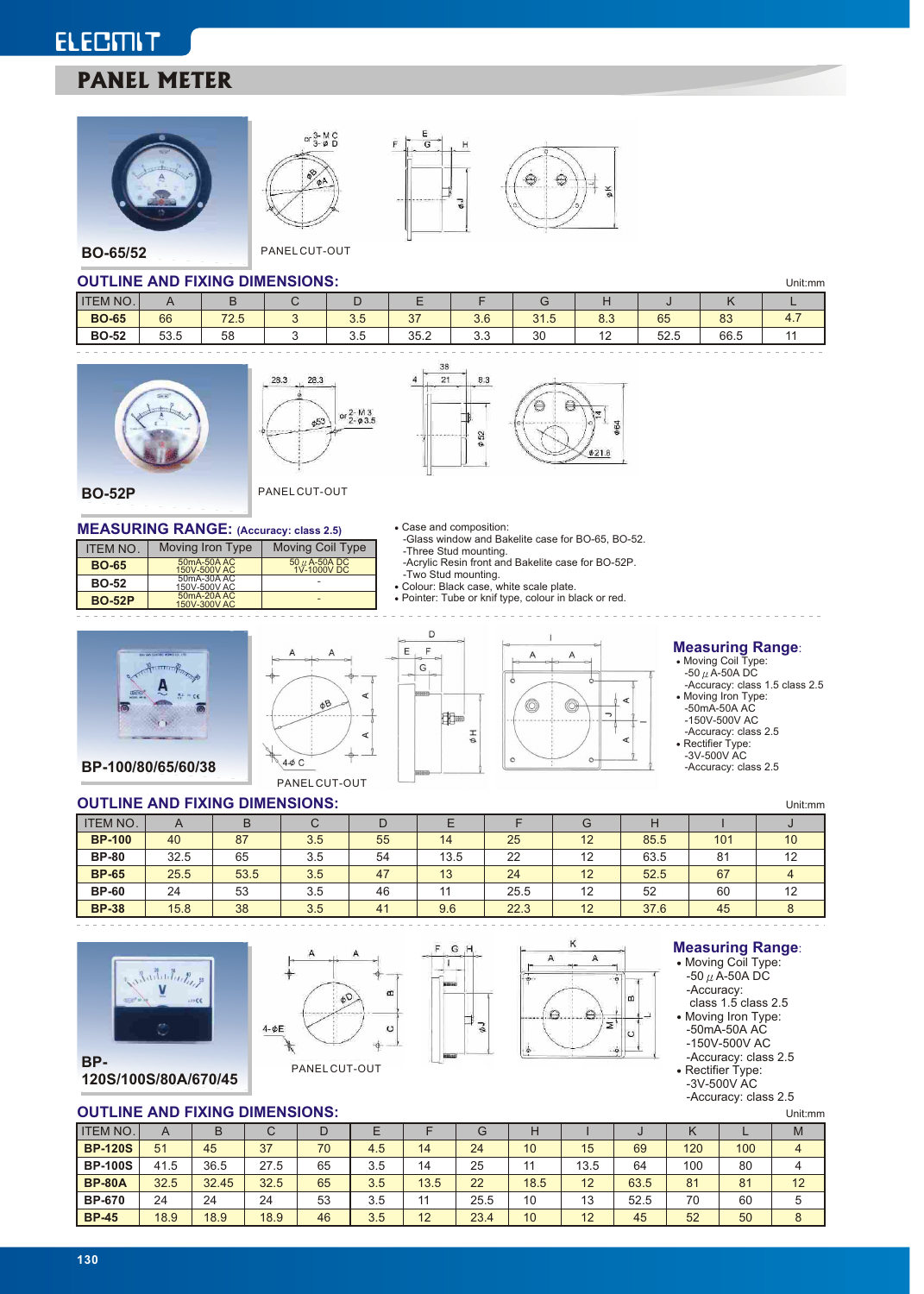# PANEL METER

BO-65/52

PANEL CUT-OUT

## OUTLINE AND FIXING DIMENSIONS:

Unit:mm

| ITEM NO. | A | B | C | D | E | F | G | H | J | K | L |
|---|---|---|---|---|---|---|---|---|---|---|---|
| BO-65 | 66 | 72.5 | 3 | 3.5 | 37 | 3.6 | 31.5 | 8.3 | 65 | 83 | 4.7 |
| BO-52 | 53.5 | 58 | 3 | 3.5 | 35.2 | 3.3 | 30 | 12 | 52.5 | 66.5 | 11 |

BO-52P

PANEL CUT-OUT

## MEASURING RANGE: (Accuracy: class 2.5)

| ITEM NO. | Moving Iron Type | Moving Coil Type |
|---|---|---|
| BO-65 | 50mA-50A AC 150V-500V AC | 50 μA-50A DC 1V-1000V DC |
| BO-52 | 50mA-30A AC 150V-500V AC | - |
| BO-52P | 50mA-20A AC 150V-300V AC | - |

- Case and composition:
  - -Glass window and Bakelite case for BO-65, BO-52.
  - -Three Stud mounting.
  - -Acrylic Resin front and Bakelite case for BO-52P.
  - -Two Stud mounting.
- Colour: Black case, white scale plate.
- Pointer: Tube or knif type, colour in black or red.

BP-100/80/65/60/38

PANEL CUT-OUT

## Measuring Range:

- Moving Coil Type:
  - -50 μ A-50A DC
  - -Accuracy: class 1.5 class 2.5
- Moving Iron Type:
  - -50mA-50A AC
  - -150V-500V AC
  - -Accuracy: class 2.5
- Rectifier Type:
  - -3V-500V AC
  - -Accuracy: class 2.5

## OUTLINE AND FIXING DIMENSIONS:

Unit:mm

| ITEM NO. | A | B | C | D | E | F | G | H | I | J |
|---|---|---|---|---|---|---|---|---|---|---|
| BP-100 | 40 | 87 | 3.5 | 55 | 14 | 25 | 12 | 85.5 | 101 | 10 |
| BP-80 | 32.5 | 65 | 3.5 | 54 | 13.5 | 22 | 12 | 63.5 | 81 | 12 |
| BP-65 | 25.5 | 53.5 | 3.5 | 47 | 13 | 24 | 12 | 52.5 | 67 | 4 |
| BP-60 | 24 | 53 | 3.5 | 46 | 11 | 25.5 | 12 | 52 | 60 | 12 |
| BP-38 | 15.8 | 38 | 3.5 | 41 | 9.6 | 22.3 | 12 | 37.6 | 45 | 8 |

BP-120S/100S/80A/670/45

PANEL CUT-OUT

## Measuring Range:

- Moving Coil Type:
  - -50 μ A-50A DC
  - -Accuracy: class 1.5 class 2.5
- Moving Iron Type:
  - -50mA-50A AC
  - -150V-500V AC
  - -Accuracy: class 2.5
- Rectifier Type:
  - -3V-500V AC
  - -Accuracy: class 2.5

## OUTLINE AND FIXING DIMENSIONS:

Unit:mm

| ITEM NO. | A | B | C | D | E | F | G | H | I | J | K | L | M |
|---|---|---|---|---|---|---|---|---|---|---|---|---|---|
| BP-120S | 51 | 45 | 37 | 70 | 4.5 | 14 | 24 | 10 | 15 | 69 | 120 | 100 | 4 |
| BP-100S | 41.5 | 36.5 | 27.5 | 65 | 3.5 | 14 | 25 | 11 | 13.5 | 64 | 100 | 80 | 4 |
| BP-80A | 32.5 | 32.45 | 32.5 | 65 | 3.5 | 13.5 | 22 | 18.5 | 12 | 63.5 | 81 | 81 | 12 |
| BP-670 | 24 | 24 | 24 | 53 | 3.5 | 11 | 25.5 | 10 | 13 | 52.5 | 70 | 60 | 5 |
| BP-45 | 18.9 | 18.9 | 18.9 | 46 | 3.5 | 12 | 23.4 | 10 | 12 | 45 | 52 | 50 | 8 |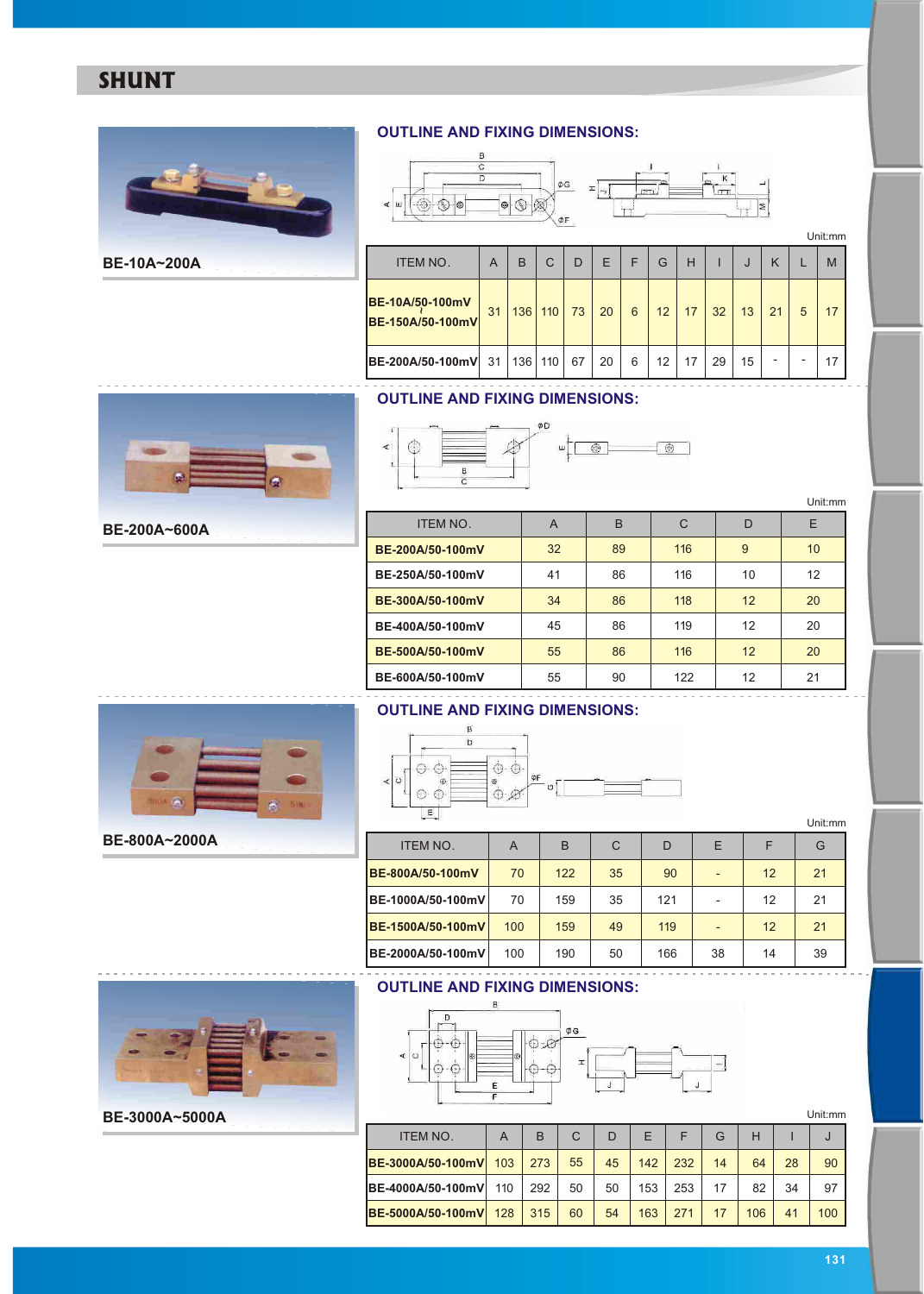# SHUNT

**BE-10A~200A**

## OUTLINE AND FIXING DIMENSIONS:

Unit:mm

| ITEM NO. | A | B | C | D | E | F | G | H | I | J | K | L | M |
|---|---|---|---|---|---|---|---|---|---|---|---|---|---|
| BE-10A/50-100mV ~ BE-150A/50-100mV | 31 | 136 | 110 | 73 | 20 | 6 | 12 | 17 | 32 | 13 | 21 | 5 | 17 |
| BE-200A/50-100mV | 31 | 136 | 110 | 67 | 20 | 6 | 12 | 17 | 29 | 15 | - | - | 17 |

**BE-200A~600A**

## OUTLINE AND FIXING DIMENSIONS:

Unit:mm

| ITEM NO. | A | B | C | D | E |
|---|---|---|---|---|---|
| BE-200A/50-100mV | 32 | 89 | 116 | 9 | 10 |
| BE-250A/50-100mV | 41 | 86 | 116 | 10 | 12 |
| BE-300A/50-100mV | 34 | 86 | 118 | 12 | 20 |
| BE-400A/50-100mV | 45 | 86 | 119 | 12 | 20 |
| BE-500A/50-100mV | 55 | 86 | 116 | 12 | 20 |
| BE-600A/50-100mV | 55 | 90 | 122 | 12 | 21 |

**BE-800A~2000A**

## OUTLINE AND FIXING DIMENSIONS:

Unit:mm

| ITEM NO. | A | B | C | D | E | F | G |
|---|---|---|---|---|---|---|---|
| BE-800A/50-100mV | 70 | 122 | 35 | 90 | - | 12 | 21 |
| BE-1000A/50-100mV | 70 | 159 | 35 | 121 | - | 12 | 21 |
| BE-1500A/50-100mV | 100 | 159 | 49 | 119 | - | 12 | 21 |
| BE-2000A/50-100mV | 100 | 190 | 50 | 166 | 38 | 14 | 39 |

**BE-3000A~5000A**

## OUTLINE AND FIXING DIMENSIONS:

Unit:mm

| ITEM NO. | A | B | C | D | E | F | G | H | I | J |
|---|---|---|---|---|---|---|---|---|---|---|
| BE-3000A/50-100mV | 103 | 273 | 55 | 45 | 142 | 232 | 14 | 64 | 28 | 90 |
| BE-4000A/50-100mV | 110 | 292 | 50 | 50 | 153 | 253 | 17 | 82 | 34 | 97 |
| BE-5000A/50-100mV | 128 | 315 | 60 | 54 | 163 | 271 | 17 | 106 | 41 | 100 |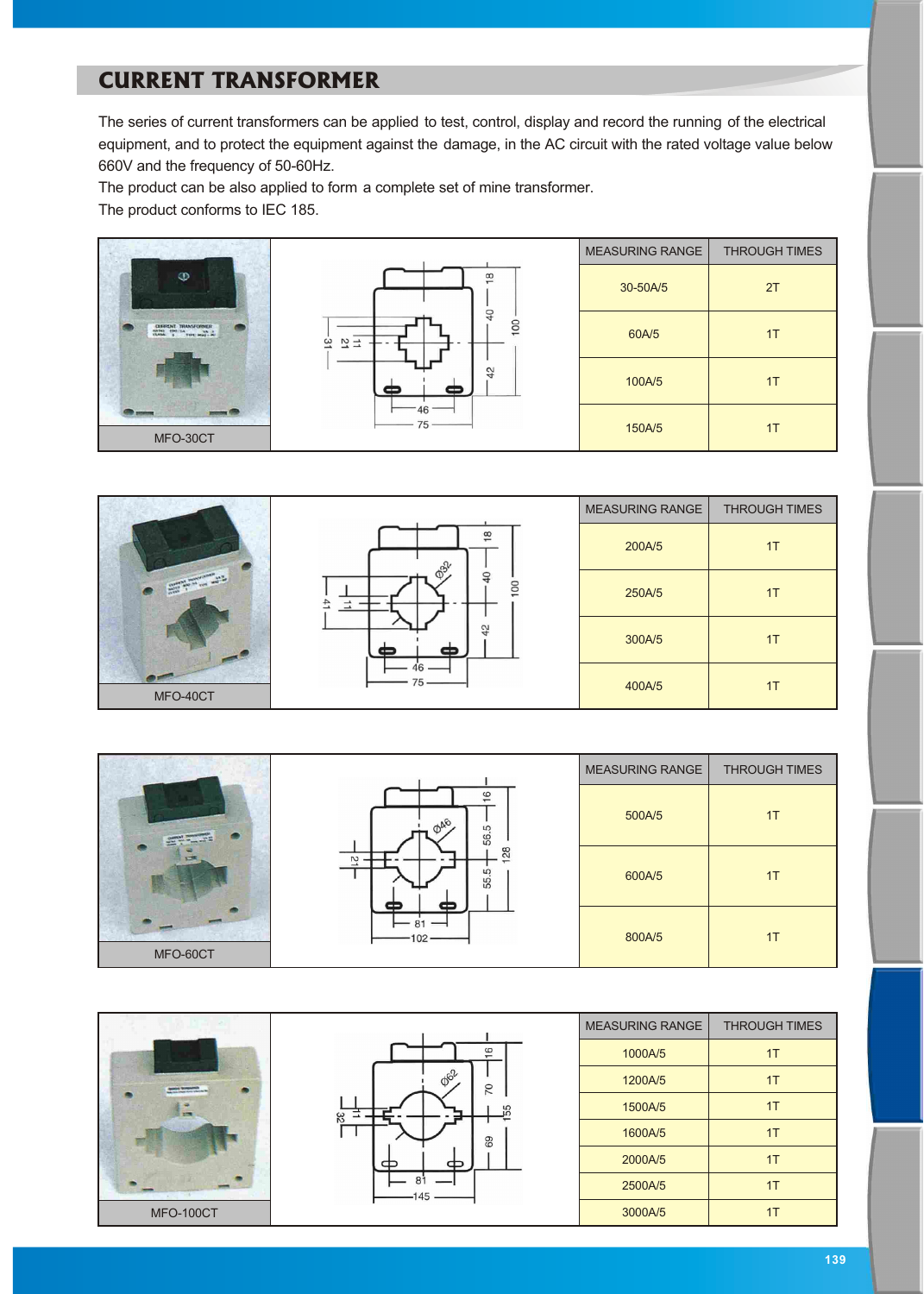# CURRENT TRANSFORMER

The series of current transformers can be applied to test, control, display and record the running of the electrical equipment, and to protect the equipment against the damage, in the AC circuit with the rated voltage value below 660V and the frequency of 50-60Hz.

The product can be also applied to form a complete set of mine transformer.

The product conforms to IEC 185.

MFO-30CT

18
40
100
42
31
21
11
46
75

| MEASURING RANGE | THROUGH TIMES |
|---|---|
| 30-50A/5 | 2T |
| 60A/5 | 1T |
| 100A/5 | 1T |
| 150A/5 | 1T |

MFO-40CT

18
Ø32
40
100
41
11
42
46
75

| MEASURING RANGE | THROUGH TIMES |
|---|---|
| 200A/5 | 1T |
| 250A/5 | 1T |
| 300A/5 | 1T |
| 400A/5 | 1T |

MFO-60CT

16
Ø46
56.5
128
21
55.5
81
102

| MEASURING RANGE | THROUGH TIMES |
|---|---|
| 500A/5 | 1T |
| 600A/5 | 1T |
| 800A/5 | 1T |

MFO-100CT

16
Ø62
70
155
32
11
69
81
145

| MEASURING RANGE | THROUGH TIMES |
|---|---|
| 1000A/5 | 1T |
| 1200A/5 | 1T |
| 1500A/5 | 1T |
| 1600A/5 | 1T |
| 2000A/5 | 1T |
| 2500A/5 | 1T |
| 3000A/5 | 1T |